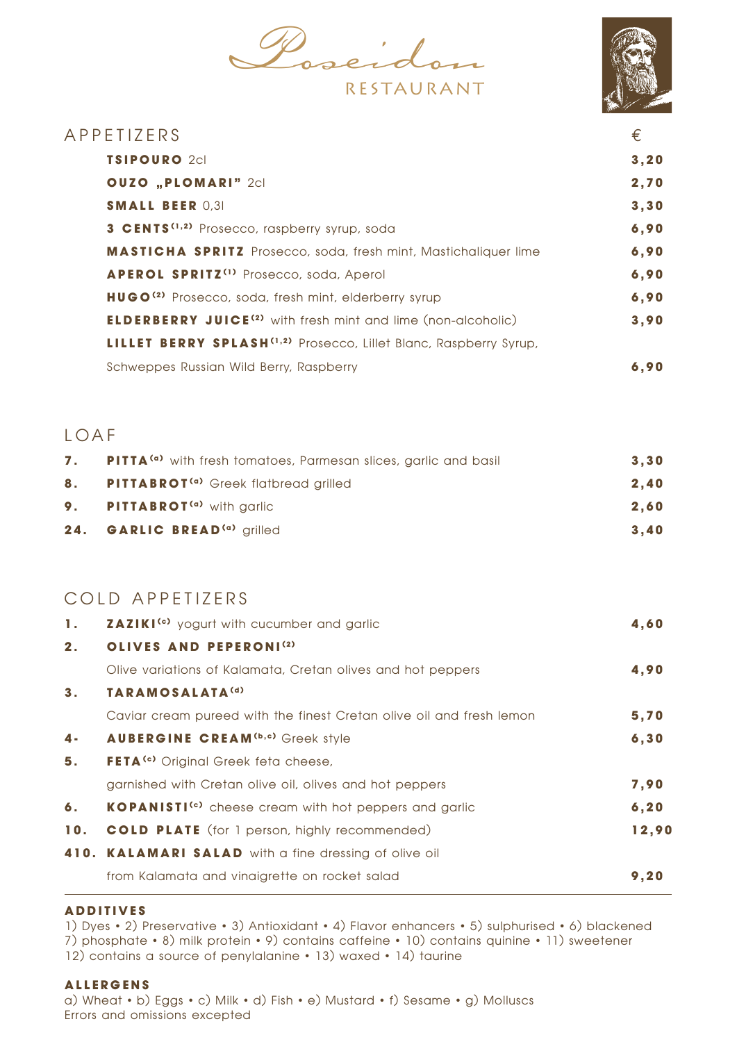# Poseidon

RESTAURANT

## APPETIZERS

| | € |
|---|---|
| **TSIPOURO** 2cl | **3,20** |
| **OUZO „PLOMARI"** 2cl | **2,70** |
| **SMALL BEER** 0,3l | **3,30** |
| **3 CENTS**[1,2] Prosecco, raspberry syrup, soda | **6,90** |
| **MASTICHA SPRITZ** Prosecco, soda, fresh mint, Mastichaliquer lime | **6,90** |
| **APEROL SPRITZ**[1] Prosecco, soda, Aperol | **6,90** |
| **HUGO**[2] Prosecco, soda, fresh mint, elderberry syrup | **6,90** |
| **ELDERBERRY JUICE**[2] with fresh mint and lime (non-alcoholic) | **3,90** |
| **LILLET BERRY SPLASH**[1,2] Prosecco, Lillet Blanc, Raspberry Syrup, Schweppes Russian Wild Berry, Raspberry | **6,90** |

## LOAF

| | | |
|---|---|---|
| **7.** | **PITTA**[a] with fresh tomatoes, Parmesan slices, garlic and basil | **3,30** |
| **8.** | **PITTABROT**[a] Greek flatbread grilled | **2,40** |
| **9.** | **PITTABROT**[a] with garlic | **2,60** |
| **24.** | **GARLIC BREAD**[a] grilled | **3,40** |

## COLD APPETIZERS

| | | |
|---|---|---|
| **1.** | **ZAZIKI**[c] yogurt with cucumber and garlic | **4,60** |
| **2.** | **OLIVES AND PEPERONI**[2] Olive variations of Kalamata, Cretan olives and hot peppers | **4,90** |
| **3.** | **TARAMOSALATA**[d] Caviar cream pureed with the finest Cretan olive oil and fresh lemon | **5,70** |
| **4.** | **AUBERGINE CREAM**[b,c] Greek style | **6,30** |
| **5.** | **FETA**[c] Original Greek feta cheese, garnished with Cretan olive oil, olives and hot peppers | **7,90** |
| **6.** | **KOPANISTI**[c] cheese cream with hot peppers and garlic | **6,20** |
| **10.** | **COLD PLATE** (for 1 person, highly recommended) | **12,90** |
| **410.** | **KALAMARI SALAD** with a fine dressing of olive oil from Kalamata and vinaigrette on rocket salad | **9,20** |

**ADDITIVES**

1) Dyes • 2) Preservative • 3) Antioxidant • 4) Flavor enhancers • 5) sulphurised • 6) blackened 7) phosphate • 8) milk protein • 9) contains caffeine • 10) contains quinine • 11) sweetener 12) contains a source of penylalanine • 13) waxed • 14) taurine

**ALLERGENS**

a) Wheat • b) Eggs • c) Milk • d) Fish • e) Mustard • f) Sesame • g) Molluscs
Errors and omissions excepted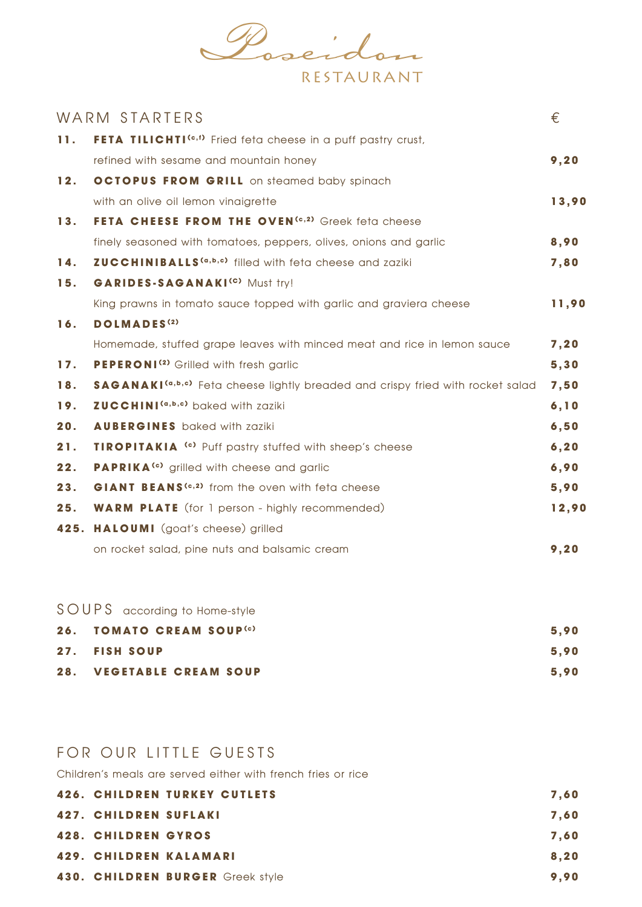# Poseidon
RESTAURANT

## WARM STARTERS

| | | € |
|---|---|---|
| **11.** | **FETA TILICHTI**(c,f) Fried feta cheese in a puff pastry crust, refined with sesame and mountain honey | **9,20** |
| **12.** | **OCTOPUS FROM GRILL** on steamed baby spinach with an olive oil lemon vinaigrette | **13,90** |
| **13.** | **FETA CHEESE FROM THE OVEN**(c,2) Greek feta cheese finely seasoned with tomatoes, peppers, olives, onions and garlic | **8,90** |
| **14.** | **ZUCCHINIBALLS**(a,b,c) filled with feta cheese and zaziki | **7,80** |
| **15.** | **GARIDES-SAGANAKI**(C) Must try! King prawns in tomato sauce topped with garlic and graviera cheese | **11,90** |
| **16.** | **DOLMADES**(2) Homemade, stuffed grape leaves with minced meat and rice in lemon sauce | **7,20** |
| **17.** | **PEPERONI**(2) Grilled with fresh garlic | **5,30** |
| **18.** | **SAGANAKI**(a,b,c) Feta cheese lightly breaded and crispy fried with rocket salad | **7,50** |
| **19.** | **ZUCCHINI**(a,b,c) baked with zaziki | **6,10** |
| **20.** | **AUBERGINES** baked with zaziki | **6,50** |
| **21.** | **TIROPITAKIA** (c) Puff pastry stuffed with sheep's cheese | **6,20** |
| **22.** | **PAPRIKA**(c) grilled with cheese and garlic | **6,90** |
| **23.** | **GIANT BEANS**(c,2) from the oven with feta cheese | **5,90** |
| **25.** | **WARM PLATE** (for 1 person - highly recommended) | **12,90** |
| **425.** | **HALOUMI** (goat's cheese) grilled on rocket salad, pine nuts and balsamic cream | **9,20** |

## SOUPS according to Home-style

| | | |
|---|---|---|
| **26.** | **TOMATO CREAM SOUP**(c) | **5,90** |
| **27.** | **FISH SOUP** | **5,90** |
| **28.** | **VEGETABLE CREAM SOUP** | **5,90** |

## FOR OUR LITTLE GUESTS

Children's meals are served either with french fries or rice

| | | |
|---|---|---|
| **426.** | **CHILDREN TURKEY CUTLETS** | **7,60** |
| **427.** | **CHILDREN SUFLAKI** | **7,60** |
| **428.** | **CHILDREN GYROS** | **7,60** |
| **429.** | **CHILDREN KALAMARI** | **8,20** |
| **430.** | **CHILDREN BURGER** Greek style | **9,90** |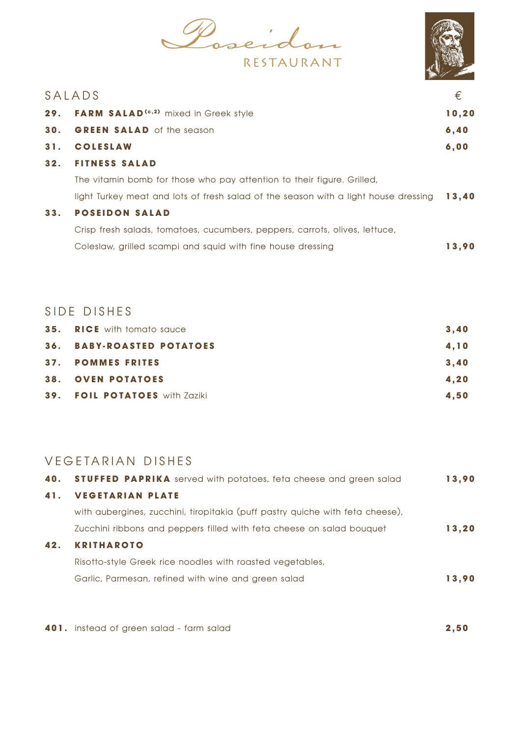# Poseidon
RESTAURANT

## SALADS

| | | € |
|---|---|---|
| **29.** | **FARM SALAD**[c,2] mixed in Greek style | **10,20** |
| **30.** | **GREEN SALAD** of the season | **6,40** |
| **31.** | **COLESLAW** | **6,00** |
| **32.** | **FITNESS SALAD** The vitamin bomb for those who pay attention to their figure. Grilled, light Turkey meat and lots of fresh salad of the season with a light house dressing | **13,40** |
| **33.** | **POSEIDON SALAD** Crisp fresh salads, tomatoes, cucumbers, peppers, carrots, olives, lettuce, Coleslaw, grilled scampi and squid with fine house dressing | **13,90** |

## SIDE DISHES

| | | |
|---|---|---|
| **35.** | **RICE** with tomato sauce | **3,40** |
| **36.** | **BABY-ROASTED POTATOES** | **4,10** |
| **37.** | **POMMES FRITES** | **3,40** |
| **38.** | **OVEN POTATOES** | **4,20** |
| **39.** | **FOIL POTATOES** with Zaziki | **4,50** |

## VEGETARIAN DISHES

| | | |
|---|---|---|
| **40.** | **STUFFED PAPRIKA** served with potatoes, feta cheese and green salad | **13,90** |
| **41.** | **VEGETARIAN PLATE** with aubergines, zucchini, tiropitakia (puff pastry quiche with feta cheese), Zucchini ribbons and peppers filled with feta cheese on salad bouquet | **13,20** |
| **42.** | **KRITHAROTO** Risotto-style Greek rice noodles with roasted vegetables, Garlic, Parmesan, refined with wine and green salad | **13,90** |

| | | |
|---|---|---|
| **401.** | instead of green salad - farm salad | **2,50** |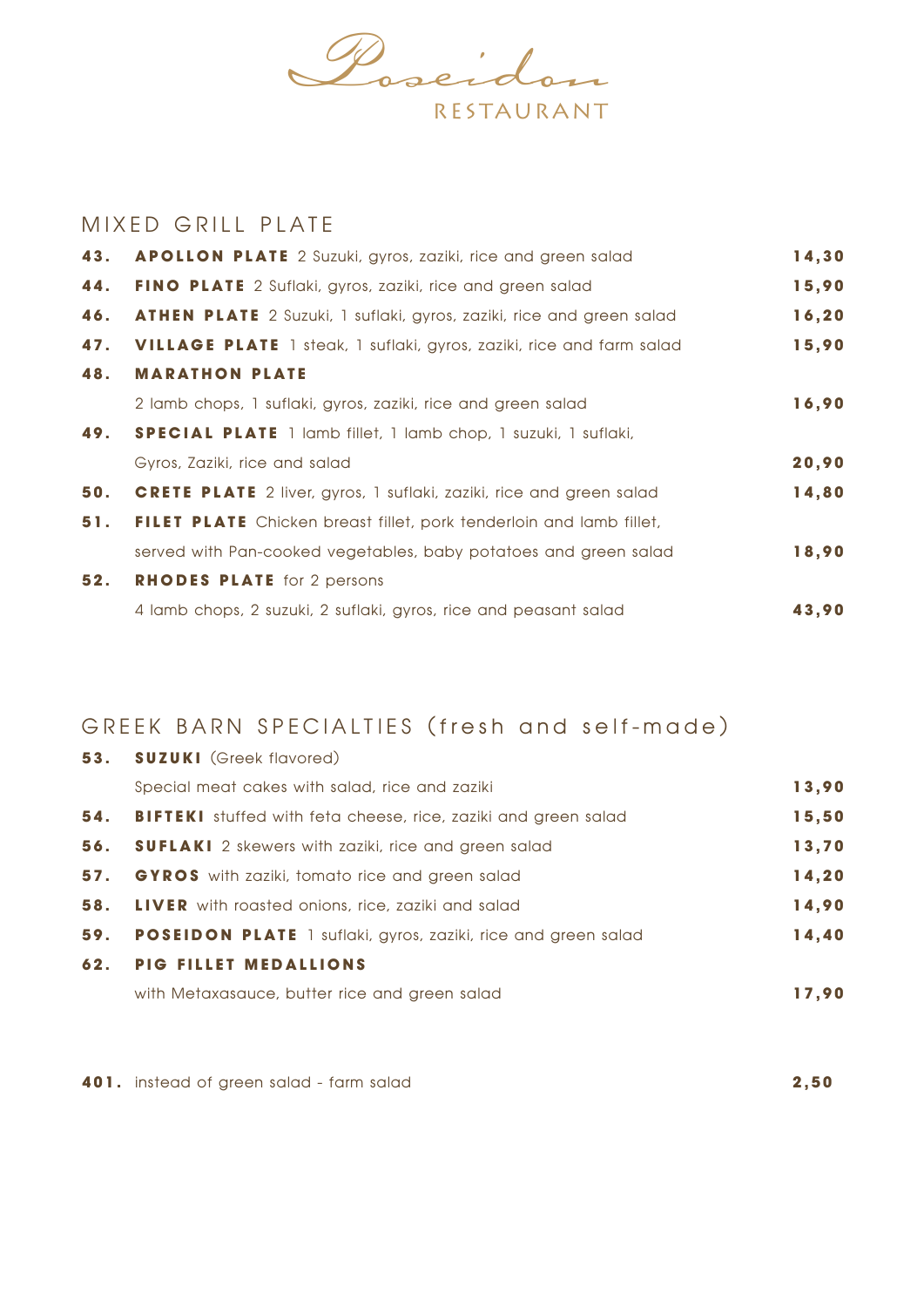# Poseidon
RESTAURANT

## MIXED GRILL PLATE

| | | |
|---|---|---|
| **43.** | **APOLLON PLATE** 2 Suzuki, gyros, zaziki, rice and green salad | **14,30** |
| **44.** | **FINO PLATE** 2 Suflaki, gyros, zaziki, rice and green salad | **15,90** |
| **46.** | **ATHEN PLATE** 2 Suzuki, 1 suflaki, gyros, zaziki, rice and green salad | **16,20** |
| **47.** | **VILLAGE PLATE** 1 steak, 1 suflaki, gyros, zaziki, rice and farm salad | **15,90** |
| **48.** | **MARATHON PLATE** 2 lamb chops, 1 suflaki, gyros, zaziki, rice and green salad | **16,90** |
| **49.** | **SPECIAL PLATE** 1 lamb fillet, 1 lamb chop, 1 suzuki, 1 suflaki, Gyros, Zaziki, rice and salad | **20,90** |
| **50.** | **CRETE PLATE** 2 liver, gyros, 1 suflaki, zaziki, rice and green salad | **14,80** |
| **51.** | **FILET PLATE** Chicken breast fillet, pork tenderloin and lamb fillet, served with Pan-cooked vegetables, baby potatoes and green salad | **18,90** |
| **52.** | **RHODES PLATE** for 2 persons 4 lamb chops, 2 suzuki, 2 suflaki, gyros, rice and peasant salad | **43,90** |

## GREEK BARN SPECIALTIES (fresh and self-made)

| | | |
|---|---|---|
| **53.** | **SUZUKI** (Greek flavored) Special meat cakes with salad, rice and zaziki | **13,90** |
| **54.** | **BIFTEKI** stuffed with feta cheese, rice, zaziki and green salad | **15,50** |
| **56.** | **SUFLAKI** 2 skewers with zaziki, rice and green salad | **13,70** |
| **57.** | **GYROS** with zaziki, tomato rice and green salad | **14,20** |
| **58.** | **LIVER** with roasted onions, rice, zaziki and salad | **14,90** |
| **59.** | **POSEIDON PLATE** 1 suflaki, gyros, zaziki, rice and green salad | **14,40** |
| **62.** | **PIG FILLET MEDALLIONS** with Metaxasauce, butter rice and green salad | **17,90** |

| | | |
|---|---|---|
| **401.** | instead of green salad - farm salad | **2,50** |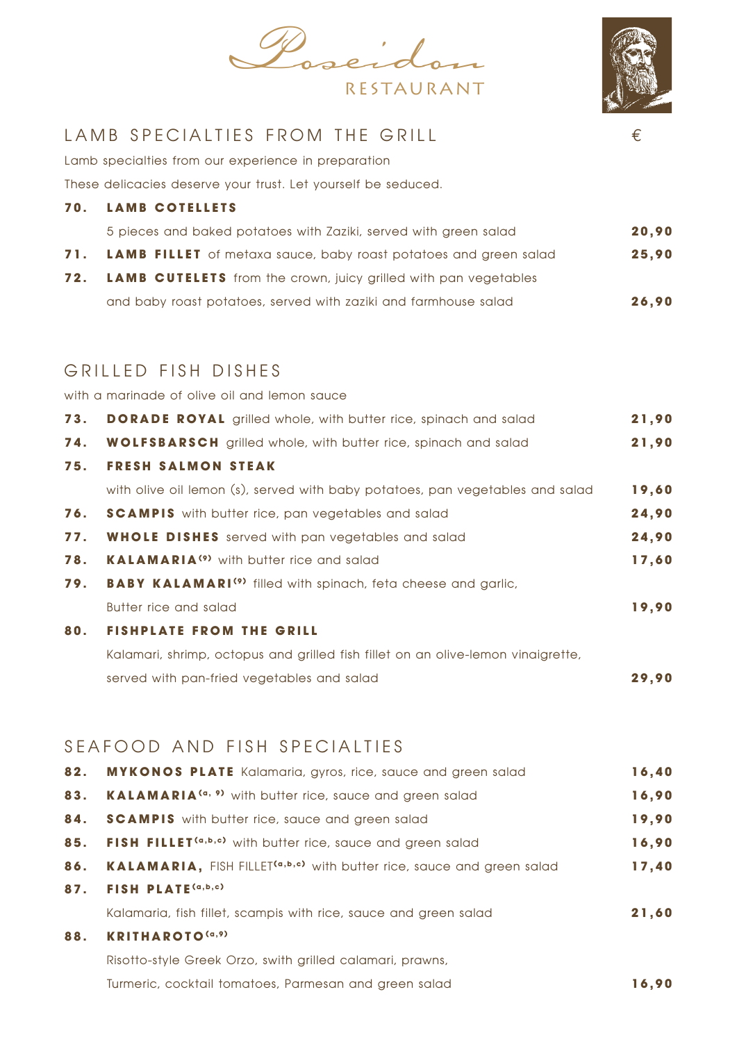# Poseidon RESTAURANT

## LAMB SPECIALTIES FROM THE GRILL

€

Lamb specialties from our experience in preparation

These delicacies deserve your trust. Let yourself be seduced.

| | | € |
|---|---|---|
| **70.** | **LAMB COTELLETS** 5 pieces and baked potatoes with Zaziki, served with green salad | **20,90** |
| **71.** | **LAMB FILLET** of metaxa sauce, baby roast potatoes and green salad | **25,90** |
| **72.** | **LAMB CUTELETS** from the crown, juicy grilled with pan vegetables and baby roast potatoes, served with zaziki and farmhouse salad | **26,90** |

## GRILLED FISH DISHES

with a marinade of olive oil and lemon sauce

| | | € |
|---|---|---|
| **73.** | **DORADE ROYAL** grilled whole, with butter rice, spinach and salad | **21,90** |
| **74.** | **WOLFSBARSCH** grilled whole, with butter rice, spinach and salad | **21,90** |
| **75.** | **FRESH SALMON STEAK** with olive oil lemon (s), served with baby potatoes, pan vegetables and salad | **19,60** |
| **76.** | **SCAMPIS** with butter rice, pan vegetables and salad | **24,90** |
| **77.** | **WHOLE DISHES** served with pan vegetables and salad | **24,90** |
| **78.** | **KALAMARIA**(9) with butter rice and salad | **17,60** |
| **79.** | **BABY KALAMARI**(9) filled with spinach, feta cheese and garlic, Butter rice and salad | **19,90** |
| **80.** | **FISHPLATE FROM THE GRILL** Kalamari, shrimp, octopus and grilled fish fillet on an olive-lemon vinaigrette, served with pan-fried vegetables and salad | **29,90** |

## SEAFOOD AND FISH SPECIALTIES

| | | € |
|---|---|---|
| **82.** | **MYKONOS PLATE** Kalamaria, gyros, rice, sauce and green salad | **16,40** |
| **83.** | **KALAMARIA**(a, 9) with butter rice, sauce and green salad | **16,90** |
| **84.** | **SCAMPIS** with butter rice, sauce and green salad | **19,90** |
| **85.** | **FISH FILLET**(a,b,c) with butter rice, sauce and green salad | **16,90** |
| **86.** | **KALAMARIA,** FISH FILLET(a,b,c) with butter rice, sauce and green salad | **17,40** |
| **87.** | **FISH PLATE**(a,b,c) Kalamaria, fish fillet, scampis with rice, sauce and green salad | **21,60** |
| **88.** | **KRITHAROTO**(a,9) Risotto-style Greek Orzo, swith grilled calamari, prawns, Turmeric, cocktail tomatoes, Parmesan and green salad | **16,90** |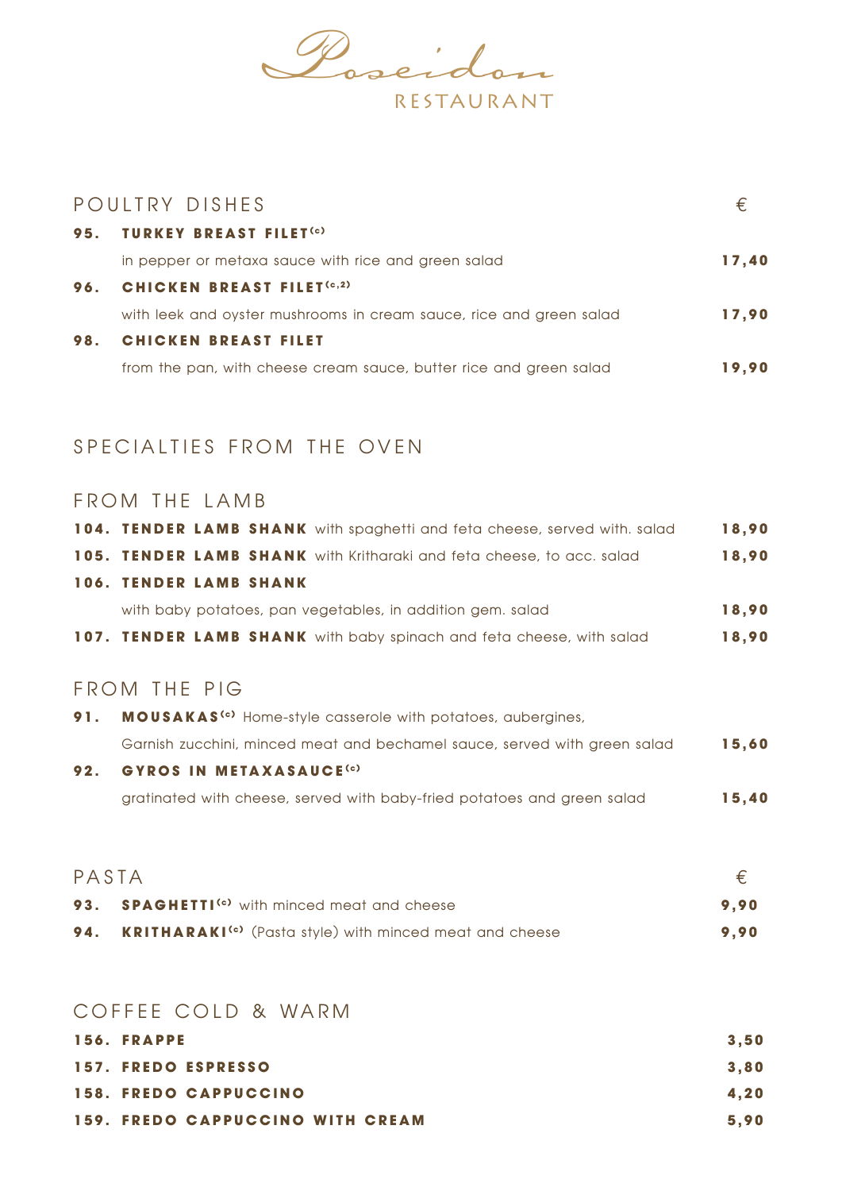# Poseidon

RESTAURANT

## POULTRY DISHES

| | | € |
|---|---|---|
| **95.** | **TURKEY BREAST FILET**(c) | |
| | in pepper or metaxa sauce with rice and green salad | **17,40** |
| **96.** | **CHICKEN BREAST FILET**(c,2) | |
| | with leek and oyster mushrooms in cream sauce, rice and green salad | **17,90** |
| **98.** | **CHICKEN BREAST FILET** | |
| | from the pan, with cheese cream sauce, butter rice and green salad | **19,90** |

## SPECIALTIES FROM THE OVEN

### FROM THE LAMB

| | | |
|---|---|---|
| **104.** | **TENDER LAMB SHANK** with spaghetti and feta cheese, served with. salad | **18,90** |
| **105.** | **TENDER LAMB SHANK** with Kritharaki and feta cheese, to acc. salad | **18,90** |
| **106.** | **TENDER LAMB SHANK** | |
| | with baby potatoes, pan vegetables, in addition gem. salad | **18,90** |
| **107.** | **TENDER LAMB SHANK** with baby spinach and feta cheese, with salad | **18,90** |

### FROM THE PIG

| | | |
|---|---|---|
| **91.** | **MOUSAKAS**(c) Home-style casserole with potatoes, aubergines, | |
| | Garnish zucchini, minced meat and bechamel sauce, served with green salad | **15,60** |
| **92.** | **GYROS IN METAXASAUCE**(c) | |
| | gratinated with cheese, served with baby-fried potatoes and green salad | **15,40** |

## PASTA

| | | € |
|---|---|---|
| **93.** | **SPAGHETTI**(c) with minced meat and cheese | **9,90** |
| **94.** | **KRITHARAKI**(c) (Pasta style) with minced meat and cheese | **9,90** |

## COFFEE COLD & WARM

| | | |
|---|---|---|
| **156.** | **FRAPPE** | **3,50** |
| **157.** | **FREDO ESPRESSO** | **3,80** |
| **158.** | **FREDO CAPPUCCINO** | **4,20** |
| **159.** | **FREDO CAPPUCCINO WITH CREAM** | **5,90** |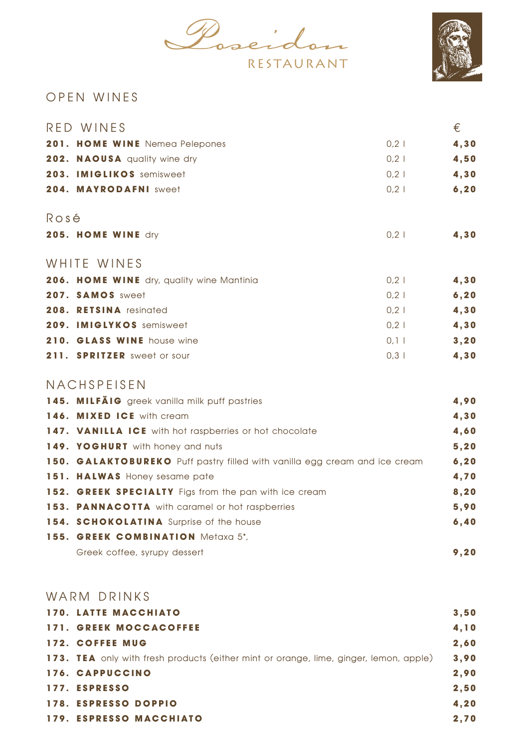# Poseidon

RESTAURANT

## OPEN WINES

### RED WINES

| | | € |
|---|---|---|
| **201. HOME WINE** Nemea Pelepones | 0,2 l | **4,30** |
| **202. NAOUSA** quality wine dry | 0,2 l | **4,50** |
| **203. IMIGLIKOS** semisweet | 0,2 l | **4,30** |
| **204. MAYRODAFNI** sweet | 0,2 l | **6,20** |

### Rosé

| | | |
|---|---|---|
| **205. HOME WINE** dry | 0,2 l | **4,30** |

### WHITE WINES

| | | |
|---|---|---|
| **206. HOME WINE** dry, quality wine Mantinia | 0,2 l | **4,30** |
| **207. SAMOS** sweet | 0,2 l | **6,20** |
| **208. RETSINA** resinated | 0,2 l | **4,30** |
| **209. IMIGLYKOS** semisweet | 0,2 l | **4,30** |
| **210. GLASS WINE** house wine | 0,1 l | **3,20** |
| **211. SPRITZER** sweet or sour | 0,3 l | **4,30** |

## NACHSPEISEN

| | |
|---|---|
| **145. MILFÄIG** greek vanilla milk puff pastries | **4,90** |
| **146. MIXED ICE** with cream | **4,30** |
| **147. VANILLA ICE** with hot raspberries or hot chocolate | **4,60** |
| **149. YOGHURT** with honey and nuts | **5,20** |
| **150. GALAKTOBUREKO** Puff pastry filled with vanilla egg cream and ice cream | **6,20** |
| **151. HALWAS** Honey sesame pate | **4,70** |
| **152. GREEK SPECIALTY** Figs from the pan with ice cream | **8,20** |
| **153. PANNACOTTA** with caramel or hot raspberries | **5,90** |
| **154. SCHOKOLATINA** Surprise of the house | **6,40** |
| **155. GREEK COMBINATION** Metaxa 5*, Greek coffee, syrupy dessert | **9,20** |

## WARM DRINKS

| | |
|---|---|
| **170. LATTE MACCHIATO** | **3,50** |
| **171. GREEK MOCCACOFFEE** | **4,10** |
| **172. COFFEE MUG** | **2,60** |
| **173. TEA** only with fresh products (either mint or orange, lime, ginger, lemon, apple) | **3,90** |
| **176. CAPPUCCINO** | **2,90** |
| **177. ESPRESSO** | **2,50** |
| **178. ESPRESSO DOPPIO** | **4,20** |
| **179. ESPRESSO MACCHIATO** | **2,70** |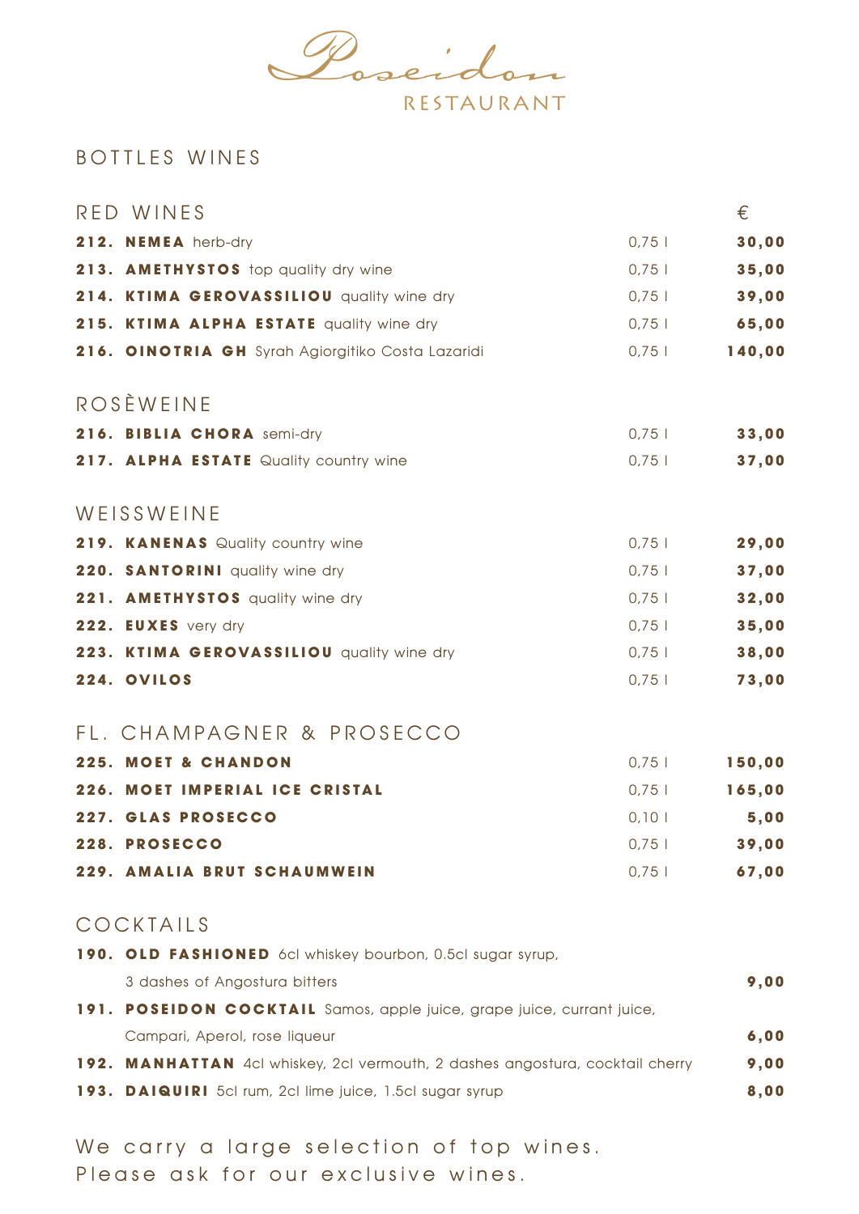# Poseidon
RESTAURANT

## BOTTLES WINES

### RED WINES

| | | € |
|---|---|---|
| **212. NEMEA** herb-dry | 0,75 l | **30,00** |
| **213. AMETHYSTOS** top quality dry wine | 0,75 l | **35,00** |
| **214. KTIMA GEROVASSILIOU** quality wine dry | 0,75 l | **39,00** |
| **215. KTIMA ALPHA ESTATE** quality wine dry | 0,75 l | **65,00** |
| **216. OINOTRIA GH** Syrah Agiorgitiko Costa Lazaridi | 0,75 l | **140,00** |

### ROSÈWEINE

| | | |
|---|---|---|
| **216. BIBLIA CHORA** semi-dry | 0,75 l | **33,00** |
| **217. ALPHA ESTATE** Quality country wine | 0,75 l | **37,00** |

### WEISSWEINE

| | | |
|---|---|---|
| **219. KANENAS** Quality country wine | 0,75 l | **29,00** |
| **220. SANTORINI** quality wine dry | 0,75 l | **37,00** |
| **221. AMETHYSTOS** quality wine dry | 0,75 l | **32,00** |
| **222. EUXES** very dry | 0,75 l | **35,00** |
| **223. KTIMA GEROVASSILIOU** quality wine dry | 0,75 l | **38,00** |
| **224. OVILOS** | 0,75 l | **73,00** |

### FL. CHAMPAGNER & PROSECCO

| | | |
|---|---|---|
| **225. MOET & CHANDON** | 0,75 l | **150,00** |
| **226. MOET IMPERIAL ICE CRISTAL** | 0,75 l | **165,00** |
| **227. GLAS PROSECCO** | 0,10 l | **5,00** |
| **228. PROSECCO** | 0,75 l | **39,00** |
| **229. AMALIA BRUT SCHAUMWEIN** | 0,75 l | **67,00** |

### COCKTAILS

| | |
|---|---|
| **190. OLD FASHIONED** 6cl whiskey bourbon, 0.5cl sugar syrup, 3 dashes of Angostura bitters | **9,00** |
| **191. POSEIDON COCKTAIL** Samos, apple juice, grape juice, currant juice, Campari, Aperol, rose liqueur | **6,00** |
| **192. MANHATTAN** 4cl whiskey, 2cl vermouth, 2 dashes angostura, cocktail cherry | **9,00** |
| **193. DAIQUIRI** 5cl rum, 2cl lime juice, 1.5cl sugar syrup | **8,00** |

We carry a large selection of top wines.
Please ask for our exclusive wines.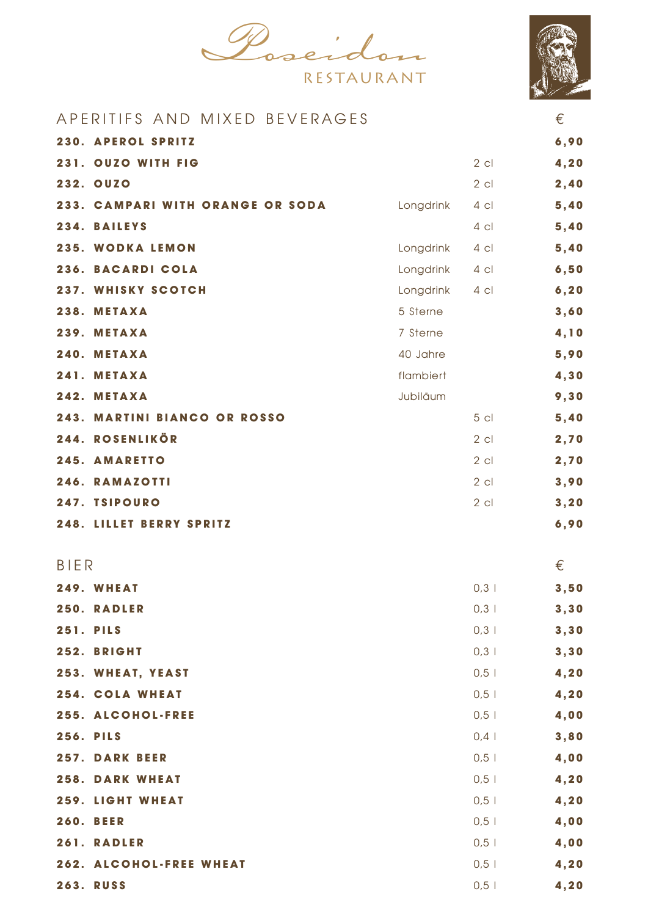# Poseidon

RESTAURANT

## APERITIFS AND MIXED BEVERAGES

| | | | € |
|---|---|---|---|
| **230. APEROL SPRITZ** | | | **6,90** |
| **231. OUZO WITH FIG** | | 2 cl | **4,20** |
| **232. OUZO** | | 2 cl | **2,40** |
| **233. CAMPARI WITH ORANGE OR SODA** | Longdrink | 4 cl | **5,40** |
| **234. BAILEYS** | | 4 cl | **5,40** |
| **235. WODKA LEMON** | Longdrink | 4 cl | **5,40** |
| **236. BACARDI COLA** | Longdrink | 4 cl | **6,50** |
| **237. WHISKY SCOTCH** | Longdrink | 4 cl | **6,20** |
| **238. METAXA** | 5 Sterne | | **3,60** |
| **239. METAXA** | 7 Sterne | | **4,10** |
| **240. METAXA** | 40 Jahre | | **5,90** |
| **241. METAXA** | flambiert | | **4,30** |
| **242. METAXA** | Jubiläum | | **9,30** |
| **243. MARTINI BIANCO OR ROSSO** | | 5 cl | **5,40** |
| **244. ROSENLIKÖR** | | 2 cl | **2,70** |
| **245. AMARETTO** | | 2 cl | **2,70** |
| **246. RAMAZOTTI** | | 2 cl | **3,90** |
| **247. TSIPOURO** | | 2 cl | **3,20** |
| **248. LILLET BERRY SPRITZ** | | | **6,90** |

## BIER

| | | € |
|---|---|---|
| **249. WHEAT** | 0,3 l | **3,50** |
| **250. RADLER** | 0,3 l | **3,30** |
| **251. PILS** | 0,3 l | **3,30** |
| **252. BRIGHT** | 0,3 l | **3,30** |
| **253. WHEAT, YEAST** | 0,5 l | **4,20** |
| **254. COLA WHEAT** | 0,5 l | **4,20** |
| **255. ALCOHOL-FREE** | 0,5 l | **4,00** |
| **256. PILS** | 0,4 l | **3,80** |
| **257. DARK BEER** | 0,5 l | **4,00** |
| **258. DARK WHEAT** | 0,5 l | **4,20** |
| **259. LIGHT WHEAT** | 0,5 l | **4,20** |
| **260. BEER** | 0,5 l | **4,00** |
| **261. RADLER** | 0,5 l | **4,00** |
| **262. ALCOHOL-FREE WHEAT** | 0,5 l | **4,20** |
| **263. RUSS** | 0,5 l | **4,20** |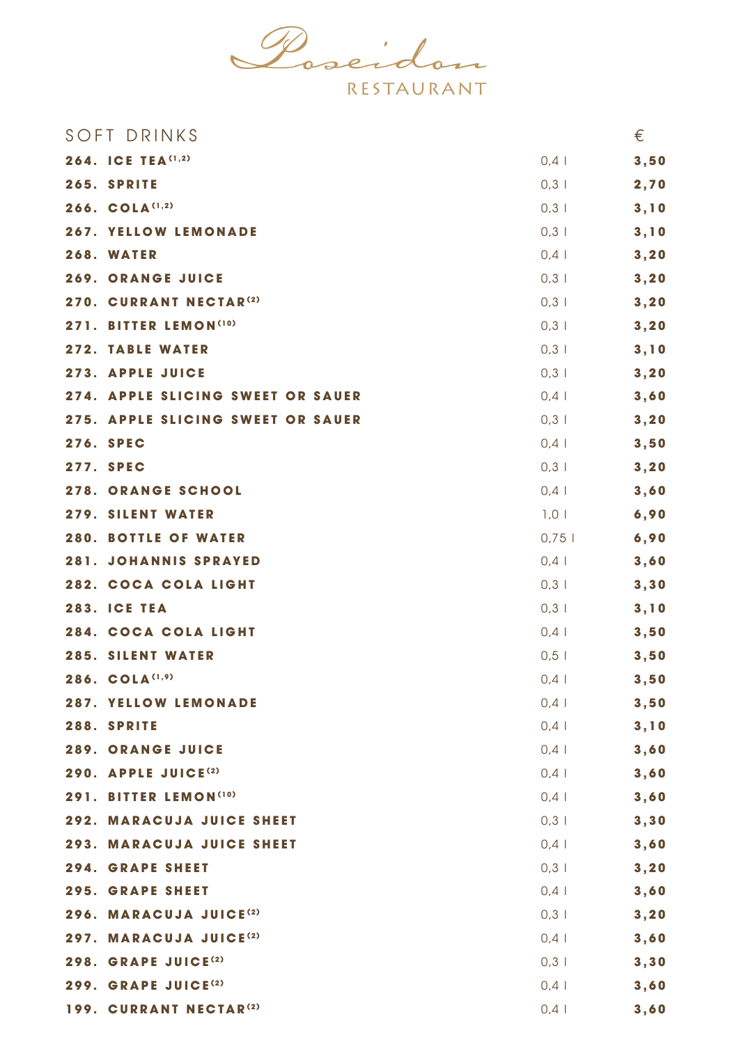# Poseidon

RESTAURANT

## SOFT DRINKS

| | | € |
|---|---|---|
| **264. ICE TEA (1,2)** | 0,4 l | **3,50** |
| **265. SPRITE** | 0,3 l | **2,70** |
| **266. COLA (1,2)** | 0,3 l | **3,10** |
| **267. YELLOW LEMONADE** | 0,3 l | **3,10** |
| **268. WATER** | 0,4 l | **3,20** |
| **269. ORANGE JUICE** | 0,3 l | **3,20** |
| **270. CURRANT NECTAR (2)** | 0,3 l | **3,20** |
| **271. BITTER LEMON (10)** | 0,3 l | **3,20** |
| **272. TABLE WATER** | 0,3 l | **3,10** |
| **273. APPLE JUICE** | 0,3 l | **3,20** |
| **274. APPLE SLICING SWEET OR SAUER** | 0,4 l | **3,60** |
| **275. APPLE SLICING SWEET OR SAUER** | 0,3 l | **3,20** |
| **276. SPEC** | 0,4 l | **3,50** |
| **277. SPEC** | 0,3 l | **3,20** |
| **278. ORANGE SCHOOL** | 0,4 l | **3,60** |
| **279. SILENT WATER** | 1,0 l | **6,90** |
| **280. BOTTLE OF WATER** | 0,75 l | **6,90** |
| **281. JOHANNIS SPRAYED** | 0,4 l | **3,60** |
| **282. COCA COLA LIGHT** | 0,3 l | **3,30** |
| **283. ICE TEA** | 0,3 l | **3,10** |
| **284. COCA COLA LIGHT** | 0,4 l | **3,50** |
| **285. SILENT WATER** | 0,5 l | **3,50** |
| **286. COLA (1,9)** | 0,4 l | **3,50** |
| **287. YELLOW LEMONADE** | 0,4 l | **3,50** |
| **288. SPRITE** | 0,4 l | **3,10** |
| **289. ORANGE JUICE** | 0,4 l | **3,60** |
| **290. APPLE JUICE (2)** | 0,4 l | **3,60** |
| **291. BITTER LEMON (10)** | 0,4 l | **3,60** |
| **292. MARACUJA JUICE SHEET** | 0,3 l | **3,30** |
| **293. MARACUJA JUICE SHEET** | 0,4 l | **3,60** |
| **294. GRAPE SHEET** | 0,3 l | **3,20** |
| **295. GRAPE SHEET** | 0,4 l | **3,60** |
| **296. MARACUJA JUICE (2)** | 0,3 l | **3,20** |
| **297. MARACUJA JUICE (2)** | 0,4 l | **3,60** |
| **298. GRAPE JUICE (2)** | 0,3 l | **3,30** |
| **299. GRAPE JUICE (2)** | 0,4 l | **3,60** |
| **199. CURRANT NECTAR (2)** | 0,4 l | **3,60** |